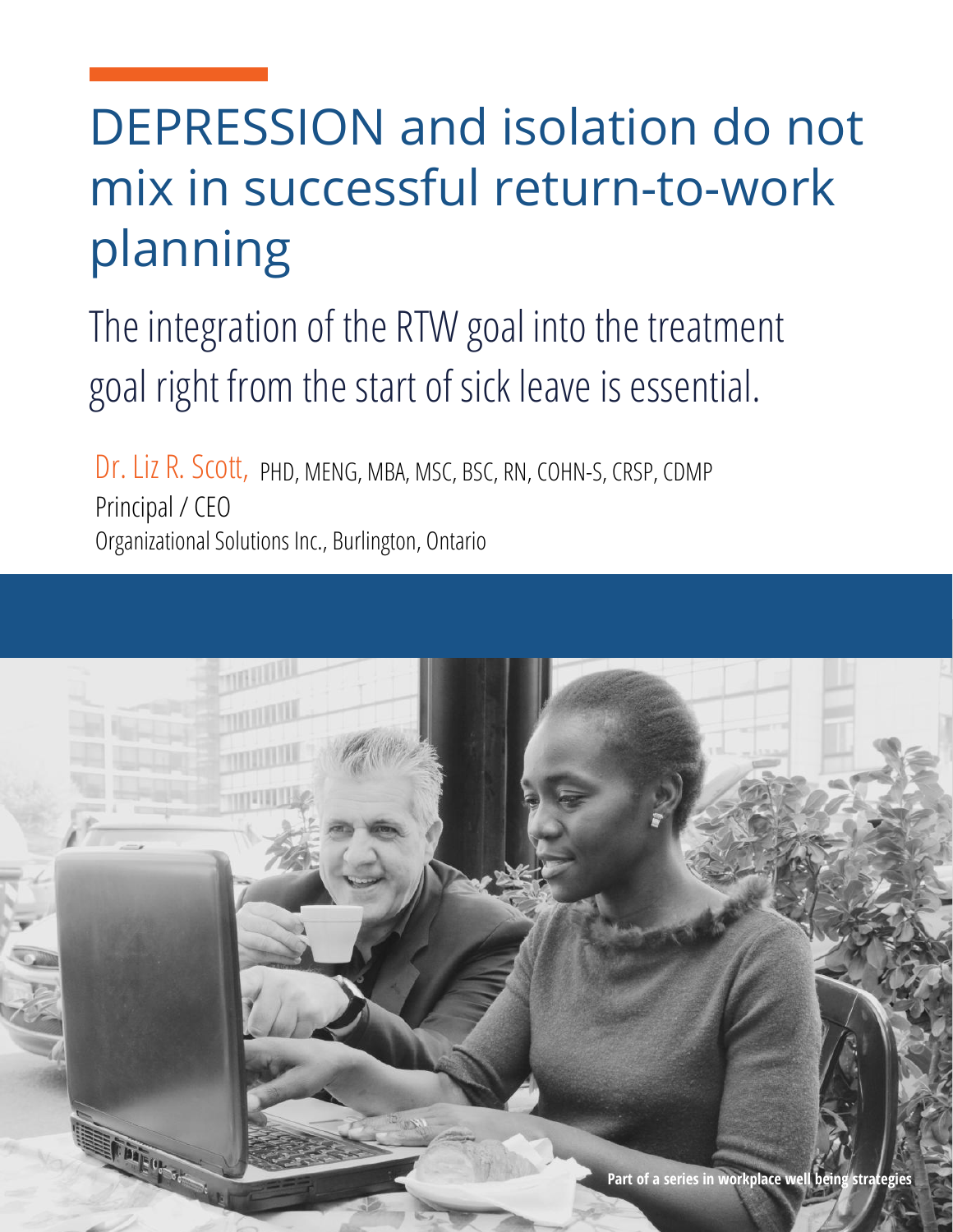# DEPRESSION and isolation do not mix in successful return-to-work planning

## The integration of the RTW goal into the treatment goal right from the start of sick leave is essential.

Dr. Liz R. Scott, PHD, MENG, MBA, MSC, BSC, RN, COHN-S, CRSP, CDMP
Principal / CEO
Organizational Solutions Inc., Burlington, Ontario

**Part of a series in workplace well being strategies**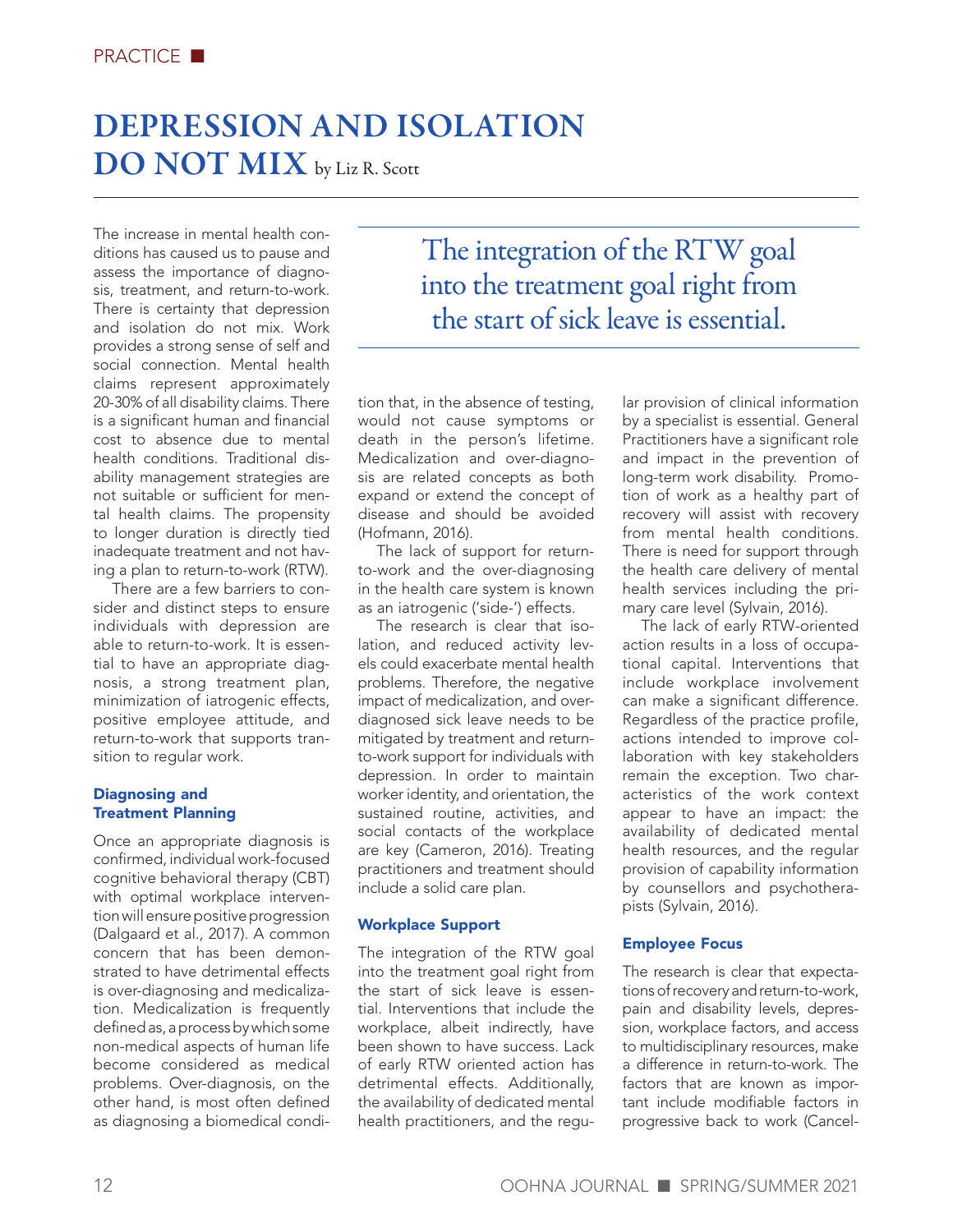PRACTICE

# DEPRESSION AND ISOLATION DO NOT MIX

by Liz R. Scott

The increase in mental health conditions has caused us to pause and assess the importance of diagnosis, treatment, and return-to-work. There is certainty that depression and isolation do not mix. Work provides a strong sense of self and social connection. Mental health claims represent approximately 20-30% of all disability claims. There is a significant human and financial cost to absence due to mental health conditions. Traditional disability management strategies are not suitable or sufficient for mental health claims. The propensity to longer duration is directly tied inadequate treatment and not having a plan to return-to-work (RTW).

There are a few barriers to consider and distinct steps to ensure individuals with depression are able to return-to-work. It is essential to have an appropriate diagnosis, a strong treatment plan, minimization of iatrogenic effects, positive employee attitude, and return-to-work that supports transition to regular work.

> The integration of the RTW goal into the treatment goal right from the start of sick leave is essential.

### Diagnosing and Treatment Planning

Once an appropriate diagnosis is confirmed, individual work-focused cognitive behavioral therapy (CBT) with optimal workplace intervention will ensure positive progression (Dalgaard et al., 2017). A common concern that has been demonstrated to have detrimental effects is over-diagnosing and medicalization. Medicalization is frequently defined as, a process by which some non-medical aspects of human life become considered as medical problems. Over-diagnosis, on the other hand, is most often defined as diagnosing a biomedical condition that, in the absence of testing, would not cause symptoms or death in the person's lifetime. Medicalization and over-diagnosis are related concepts as both expand or extend the concept of disease and should be avoided (Hofmann, 2016).

The lack of support for return-to-work and the over-diagnosing in the health care system is known as an iatrogenic ('side-') effects.

The research is clear that isolation, and reduced activity levels could exacerbate mental health problems. Therefore, the negative impact of medicalization, and over-diagnosed sick leave needs to be mitigated by treatment and return-to-work support for individuals with depression. In order to maintain worker identity, and orientation, the sustained routine, activities, and social contacts of the workplace are key (Cameron, 2016). Treating practitioners and treatment should include a solid care plan.

### Workplace Support

The integration of the RTW goal into the treatment goal right from the start of sick leave is essential. Interventions that include the workplace, albeit indirectly, have been shown to have success. Lack of early RTW oriented action has detrimental effects. Additionally, the availability of dedicated mental health practitioners, and the regular provision of clinical information by a specialist is essential. General Practitioners have a significant role and impact in the prevention of long-term work disability. Promotion of work as a healthy part of recovery will assist with recovery from mental health conditions. There is need for support through the health care delivery of mental health services including the primary care level (Sylvain, 2016).

The lack of early RTW-oriented action results in a loss of occupational capital. Interventions that include workplace involvement can make a significant difference. Regardless of the practice profile, actions intended to improve collaboration with key stakeholders remain the exception. Two characteristics of the work context appear to have an impact: the availability of dedicated mental health resources, and the regular provision of capability information by counsellors and psychotherapists (Sylvain, 2016).

### Employee Focus

The research is clear that expectations of recovery and return-to-work, pain and disability levels, depression, workplace factors, and access to multidisciplinary resources, make a difference in return-to-work. The factors that are known as important include modifiable factors in progressive back to work (Cancel-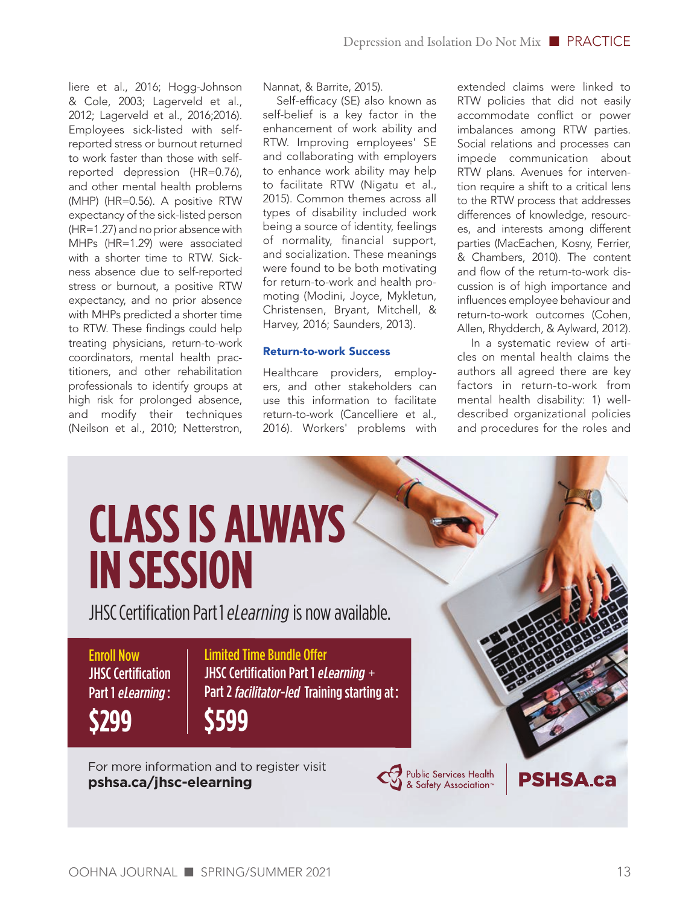liere et al., 2016; Hogg-Johnson & Cole, 2003; Lagerveld et al., 2012; Lagerveld et al., 2016;2016). Employees sick-listed with self-reported stress or burnout returned to work faster than those with self-reported depression (HR=0.76), and other mental health problems (MHP) (HR=0.56). A positive RTW expectancy of the sick-listed person (HR=1.27) and no prior absence with MHPs (HR=1.29) were associated with a shorter time to RTW. Sickness absence due to self-reported stress or burnout, a positive RTW expectancy, and no prior absence with MHPs predicted a shorter time to RTW. These findings could help treating physicians, return-to-work coordinators, mental health practitioners, and other rehabilitation professionals to identify groups at high risk for prolonged absence, and modify their techniques (Neilson et al., 2010; Netterstron, Nannat, & Barrite, 2015).

Self-efficacy (SE) also known as self-belief is a key factor in the enhancement of work ability and RTW. Improving employees' SE and collaborating with employers to enhance work ability may help to facilitate RTW (Nigatu et al., 2015). Common themes across all types of disability included work being a source of identity, feelings of normality, financial support, and socialization. These meanings were found to be both motivating for return-to-work and health promoting (Modini, Joyce, Mykletun, Christensen, Bryant, Mitchell, & Harvey, 2016; Saunders, 2013).

### Return-to-work Success

Healthcare providers, employers, and other stakeholders can use this information to facilitate return-to-work (Cancelliere et al., 2016). Workers' problems with extended claims were linked to RTW policies that did not easily accommodate conflict or power imbalances among RTW parties. Social relations and processes can impede communication about RTW plans. Avenues for intervention require a shift to a critical lens to the RTW process that addresses differences of knowledge, resources, and interests among different parties (MacEachen, Kosny, Ferrier, & Chambers, 2010). The content and flow of the return-to-work discussion is of high importance and influences employee behaviour and return-to-work outcomes (Cohen, Allen, Rhydderch, & Aylward, 2012).

In a systematic review of articles on mental health claims the authors all agreed there are key factors in return-to-work from mental health disability: 1) well-described organizational policies and procedures for the roles and

# CLASS IS ALWAYS IN SESSION

JHSC Certification Part 1 *eLearning* is now available.

**Enroll Now**
JHSC Certification Part 1 *eLearning*:
**$299**

**Limited Time Bundle Offer**
JHSC Certification Part 1 *eLearning* + Part 2 *facilitator-led* Training starting at:
**$599**

For more information and to register visit **pshsa.ca/jhsc-elearning**

Public Services Health & Safety Association™ | **PSHSA.ca**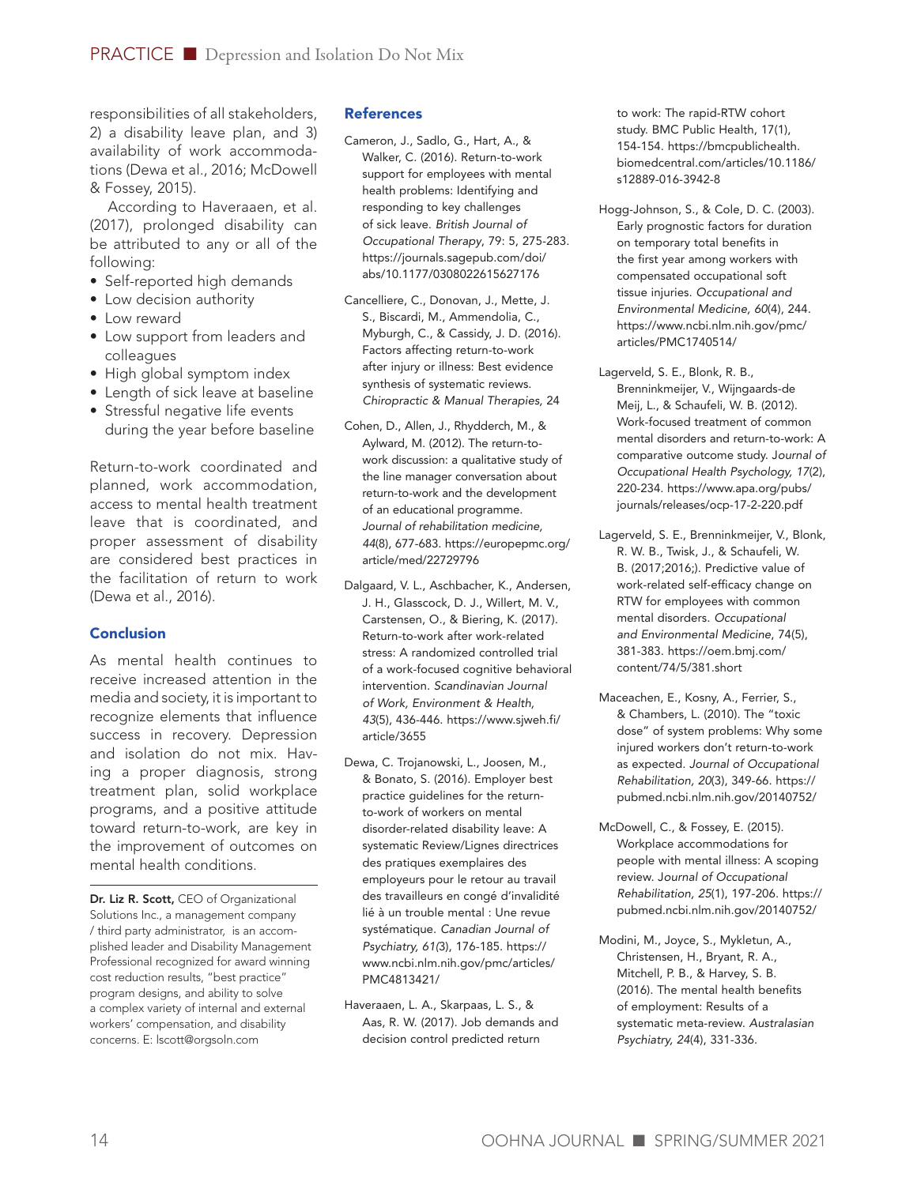responsibilities of all stakeholders, 2) a disability leave plan, and 3) availability of work accommodations (Dewa et al., 2016; McDowell & Fossey, 2015).

According to Haveraaen, et al. (2017), prolonged disability can be attributed to any or all of the following:

- Self-reported high demands
- Low decision authority
- Low reward
- Low support from leaders and colleagues
- High global symptom index
- Length of sick leave at baseline
- Stressful negative life events during the year before baseline

Return-to-work coordinated and planned, work accommodation, access to mental health treatment leave that is coordinated, and proper assessment of disability are considered best practices in the facilitation of return to work (Dewa et al., 2016).

## Conclusion

As mental health continues to receive increased attention in the media and society, it is important to recognize elements that influence success in recovery. Depression and isolation do not mix. Having a proper diagnosis, strong treatment plan, solid workplace programs, and a positive attitude toward return-to-work, are key in the improvement of outcomes on mental health conditions.

---

**Dr. Liz R. Scott,** CEO of Organizational Solutions Inc., a management company / third party administrator, is an accomplished leader and Disability Management Professional recognized for award winning cost reduction results, "best practice" program designs, and ability to solve a complex variety of internal and external workers' compensation, and disability concerns. E: lscott@orgsoln.com

## References

Cameron, J., Sadlo, G., Hart, A., & Walker, C. (2016). Return-to-work support for employees with mental health problems: Identifying and responding to key challenges of sick leave. *British Journal of Occupational Therapy*, 79: 5, 275-283. https://journals.sagepub.com/doi/abs/10.1177/0308022615627176

Cancelliere, C., Donovan, J., Mette, J. S., Biscardi, M., Ammendolia, C., Myburgh, C., & Cassidy, J. D. (2016). Factors affecting return-to-work after injury or illness: Best evidence synthesis of systematic reviews. *Chiropractic & Manual Therapies,* 24

Cohen, D., Allen, J., Rhydderch, M., & Aylward, M. (2012). The return-to-work discussion: a qualitative study of the line manager conversation about return-to-work and the development of an educational programme. *Journal of rehabilitation medicine, 44*(8), 677-683. https://europepmc.org/article/med/22729796

Dalgaard, V. L., Aschbacher, K., Andersen, J. H., Glasscock, D. J., Willert, M. V., Carstensen, O., & Biering, K. (2017). Return-to-work after work-related stress: A randomized controlled trial of a work-focused cognitive behavioral intervention. *Scandinavian Journal of Work, Environment & Health, 43*(5), 436-446. https://www.sjweh.fi/article/3655

Dewa, C. Trojanowski, L., Joosen, M., & Bonato, S. (2016). Employer best practice guidelines for the return-to-work of workers on mental disorder-related disability leave: A systematic Review/Lignes directrices des pratiques exemplaires des employeurs pour le retour au travail des travailleurs en congé d'invalidité lié à un trouble mental : Une revue systématique. *Canadian Journal of Psychiatry, 61*(3), 176-185. https://www.ncbi.nlm.nih.gov/pmc/articles/PMC4813421/

Haveraaen, L. A., Skarpaas, L. S., & Aas, R. W. (2017). Job demands and decision control predicted return to work: The rapid-RTW cohort study. BMC Public Health, 17(1), 154-154. https://bmcpublichealth.biomedcentral.com/articles/10.1186/s12889-016-3942-8

Hogg-Johnson, S., & Cole, D. C. (2003). Early prognostic factors for duration on temporary total benefits in the first year among workers with compensated occupational soft tissue injuries. *Occupational and Environmental Medicine, 60*(4), 244. https://www.ncbi.nlm.nih.gov/pmc/articles/PMC1740514/

Lagerveld, S. E., Blonk, R. B., Brenninkmeijer, V., Wijngaards-de Meij, L., & Schaufeli, W. B. (2012). Work-focused treatment of common mental disorders and return-to-work: A comparative outcome study. *Journal of Occupational Health Psychology, 17*(2), 220-234. https://www.apa.org/pubs/journals/releases/ocp-17-2-220.pdf

Lagerveld, S. E., Brenninkmeijer, V., Blonk, R. W. B., Twisk, J., & Schaufeli, W. B. (2017;2016;). Predictive value of work-related self-efficacy change on RTW for employees with common mental disorders. *Occupational and Environmental Medicine*, 74(5), 381-383. https://oem.bmj.com/content/74/5/381.short

Maceachen, E., Kosny, A., Ferrier, S., & Chambers, L. (2010). The "toxic dose" of system problems: Why some injured workers don't return-to-work as expected. *Journal of Occupational Rehabilitation, 20*(3), 349-66. https://pubmed.ncbi.nlm.nih.gov/20140752/

McDowell, C., & Fossey, E. (2015). Workplace accommodations for people with mental illness: A scoping review. *Journal of Occupational Rehabilitation, 25*(1), 197-206. https://pubmed.ncbi.nlm.nih.gov/20140752/

Modini, M., Joyce, S., Mykletun, A., Christensen, H., Bryant, R. A., Mitchell, P. B., & Harvey, S. B. (2016). The mental health benefits of employment: Results of a systematic meta-review. *Australasian Psychiatry, 24*(4), 331-336.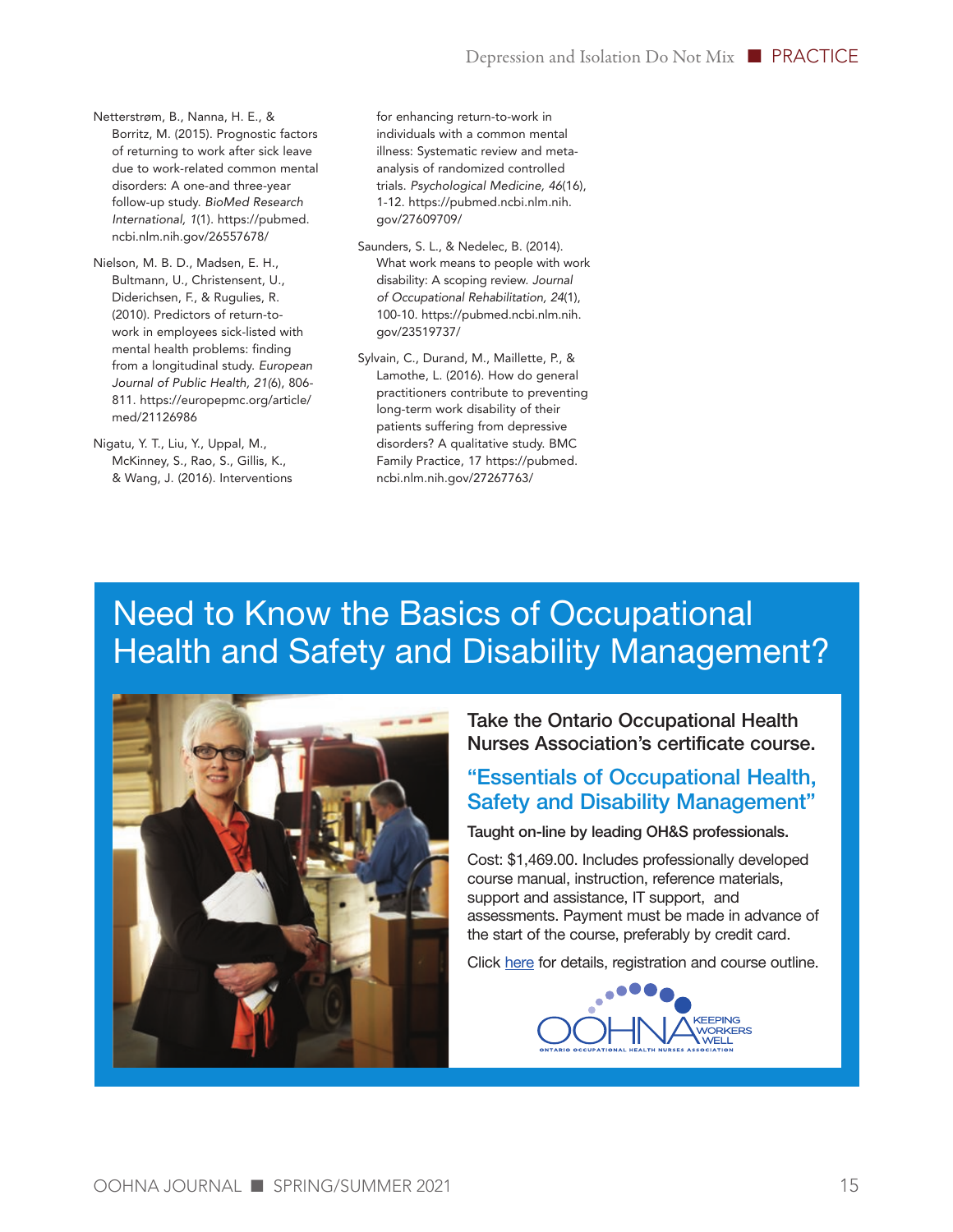Netterstrøm, B., Nanna, H. E., & Borritz, M. (2015). Prognostic factors of returning to work after sick leave due to work-related common mental disorders: A one-and three-year follow-up study. *BioMed Research International, 1*(1). https://pubmed.ncbi.nlm.nih.gov/26557678/

Nielson, M. B. D., Madsen, E. H., Bultmann, U., Christensent, U., Diderichsen, F., & Rugulies, R. (2010). Predictors of return-to-work in employees sick-listed with mental health problems: finding from a longitudinal study. *European Journal of Public Health, 21*(6), 806-811. https://europepmc.org/article/med/21126986

Nigatu, Y. T., Liu, Y., Uppal, M., McKinney, S., Rao, S., Gillis, K., & Wang, J. (2016). Interventions for enhancing return-to-work in individuals with a common mental illness: Systematic review and meta-analysis of randomized controlled trials. *Psychological Medicine, 46*(16), 1-12. https://pubmed.ncbi.nlm.nih.gov/27609709/

Saunders, S. L., & Nedelec, B. (2014). What work means to people with work disability: A scoping review. *Journal of Occupational Rehabilitation, 24*(1), 100-10. https://pubmed.ncbi.nlm.nih.gov/23519737/

Sylvain, C., Durand, M., Maillette, P., & Lamothe, L. (2016). How do general practitioners contribute to preventing long-term work disability of their patients suffering from depressive disorders? A qualitative study. BMC Family Practice, 17 https://pubmed.ncbi.nlm.nih.gov/27267763/

# Need to Know the Basics of Occupational Health and Safety and Disability Management?

**Take the Ontario Occupational Health Nurses Association's certificate course.**

## "Essentials of Occupational Health, Safety and Disability Management"

**Taught on-line by leading OH&S professionals.**

Cost: $1,469.00. Includes professionally developed course manual, instruction, reference materials, support and assistance, IT support, and assessments. Payment must be made in advance of the start of the course, preferably by credit card.

Click here for details, registration and course outline.

OOHNA KEEPING WORKERS WELL
ONTARIO OCCUPATIONAL HEALTH NURSES ASSOCIATION